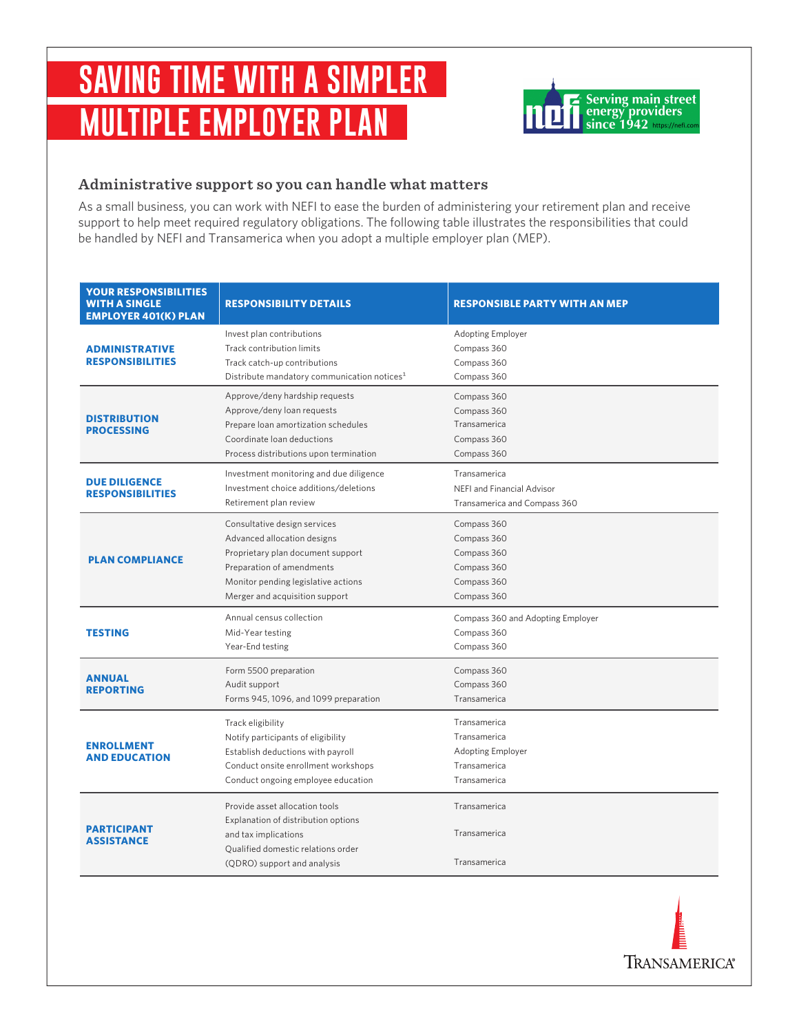# SAVING TIME WITH A SIMPLER MULTIPLE EMPLOYER PLAN

Serving main street energy providers since 1942 https://nefi.com

## Administrative support so you can handle what matters

As a small business, you can work with NEFI to ease the burden of administering your retirement plan and receive support to help meet required regulatory obligations. The following table illustrates the responsibilities that could be handled by NEFI and Transamerica when you adopt a multiple employer plan (MEP).

| YOUR RESPONSIBILITIES WITH A SINGLE EMPLOYER 401(K) PLAN | RESPONSIBILITY DETAILS | RESPONSIBLE PARTY WITH AN MEP |
|---|---|---|
| **ADMINISTRATIVE RESPONSIBILITIES** | Invest plan contributions | Adopting Employer |
| | Track contribution limits | Compass 360 |
| | Track catch-up contributions | Compass 360 |
| | Distribute mandatory communication notices[1] | Compass 360 |
| **DISTRIBUTION PROCESSING** | Approve/deny hardship requests | Compass 360 |
| | Approve/deny loan requests | Compass 360 |
| | Prepare loan amortization schedules | Transamerica |
| | Coordinate loan deductions | Compass 360 |
| | Process distributions upon termination | Compass 360 |
| **DUE DILIGENCE RESPONSIBILITIES** | Investment monitoring and due diligence | Transamerica |
| | Investment choice additions/deletions | NEFI and Financial Advisor |
| | Retirement plan review | Transamerica and Compass 360 |
| **PLAN COMPLIANCE** | Consultative design services | Compass 360 |
| | Advanced allocation designs | Compass 360 |
| | Proprietary plan document support | Compass 360 |
| | Preparation of amendments | Compass 360 |
| | Monitor pending legislative actions | Compass 360 |
| | Merger and acquisition support | Compass 360 |
| **TESTING** | Annual census collection | Compass 360 and Adopting Employer |
| | Mid-Year testing | Compass 360 |
| | Year-End testing | Compass 360 |
| **ANNUAL REPORTING** | Form 5500 preparation | Compass 360 |
| | Audit support | Compass 360 |
| | Forms 945, 1096, and 1099 preparation | Transamerica |
| **ENROLLMENT AND EDUCATION** | Track eligibility | Transamerica |
| | Notify participants of eligibility | Transamerica |
| | Establish deductions with payroll | Adopting Employer |
| | Conduct onsite enrollment workshops | Transamerica |
| | Conduct ongoing employee education | Transamerica |
| **PARTICIPANT ASSISTANCE** | Provide asset allocation tools | Transamerica |
| | Explanation of distribution options and tax implications | Transamerica |
| | Qualified domestic relations order (QDRO) support and analysis | Transamerica |

TRANSAMERICA®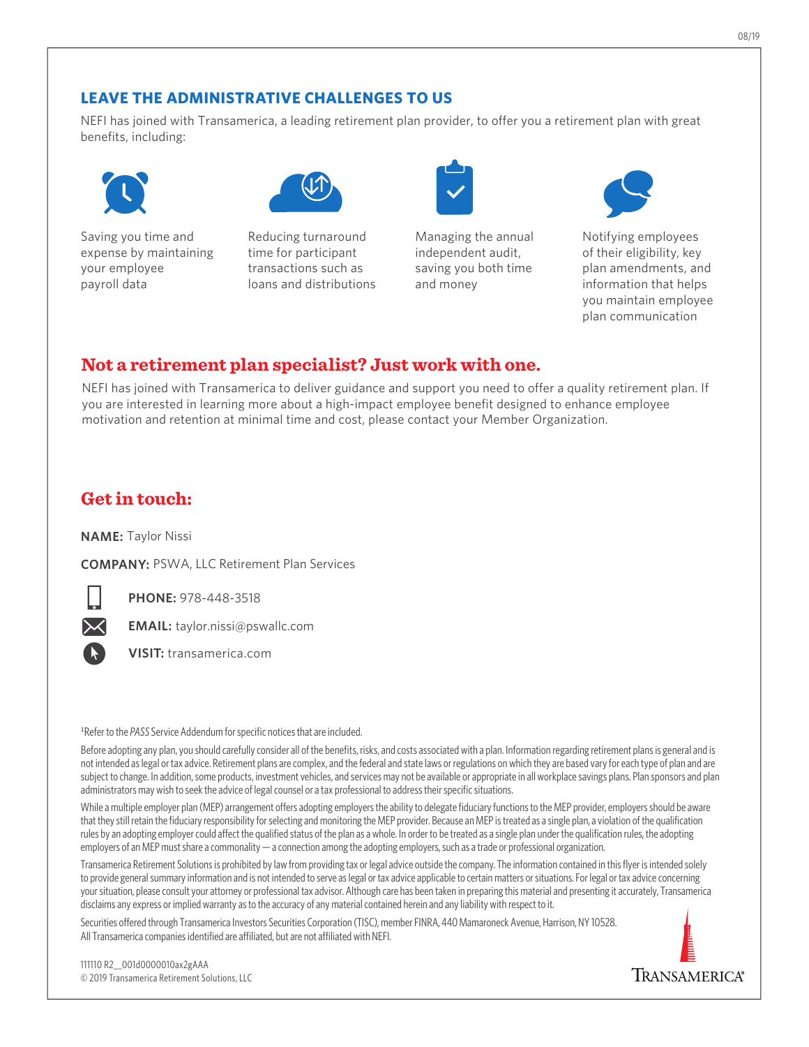## LEAVE THE ADMINISTRATIVE CHALLENGES TO US

NEFI has joined with Transamerica, a leading retirement plan provider, to offer you a retirement plan with great benefits, including:

- Saving you time and expense by maintaining your employee payroll data
- Reducing turnaround time for participant transactions such as loans and distributions
- Managing the annual independent audit, saving you both time and money
- Notifying employees of their eligibility, key plan amendments, and information that helps you maintain employee plan communication

## Not a retirement plan specialist? Just work with one.

NEFI has joined with Transamerica to deliver guidance and support you need to offer a quality retirement plan. If you are interested in learning more about a high-impact employee benefit designed to enhance employee motivation and retention at minimal time and cost, please contact your Member Organization.

## Get in touch:

**NAME:** Taylor Nissi

**COMPANY:** PSWA, LLC Retirement Plan Services

**PHONE:** 978-448-3518

**EMAIL:** taylor.nissi@pswallc.com

**VISIT:** transamerica.com

[1]Refer to the *PASS* Service Addendum for specific notices that are included.

Before adopting any plan, you should carefully consider all of the benefits, risks, and costs associated with a plan. Information regarding retirement plans is general and is not intended as legal or tax advice. Retirement plans are complex, and the federal and state laws or regulations on which they are based vary for each type of plan and are subject to change. In addition, some products, investment vehicles, and services may not be available or appropriate in all workplace savings plans. Plan sponsors and plan administrators may wish to seek the advice of legal counsel or a tax professional to address their specific situations.

While a multiple employer plan (MEP) arrangement offers adopting employers the ability to delegate fiduciary functions to the MEP provider, employers should be aware that they still retain the fiduciary responsibility for selecting and monitoring the MEP provider. Because an MEP is treated as a single plan, a violation of the qualification rules by an adopting employer could affect the qualified status of the plan as a whole. In order to be treated as a single plan under the qualification rules, the adopting employers of an MEP must share a commonality — a connection among the adopting employers, such as a trade or professional organization.

Transamerica Retirement Solutions is prohibited by law from providing tax or legal advice outside the company. The information contained in this flyer is intended solely to provide general summary information and is not intended to serve as legal or tax advice applicable to certain matters or situations. For legal or tax advice concerning your situation, please consult your attorney or professional tax advisor. Although care has been taken in preparing this material and presenting it accurately, Transamerica disclaims any express or implied warranty as to the accuracy of any material contained herein and any liability with respect to it.

Securities offered through Transamerica Investors Securities Corporation (TISC), member FINRA, 440 Mamaroneck Avenue, Harrison, NY 10528. All Transamerica companies identified are affiliated, but are not affiliated with NEFI.

111110 R2__001d0000010ax2gAAA
© 2019 Transamerica Retirement Solutions, LLC

TRANSAMERICA®